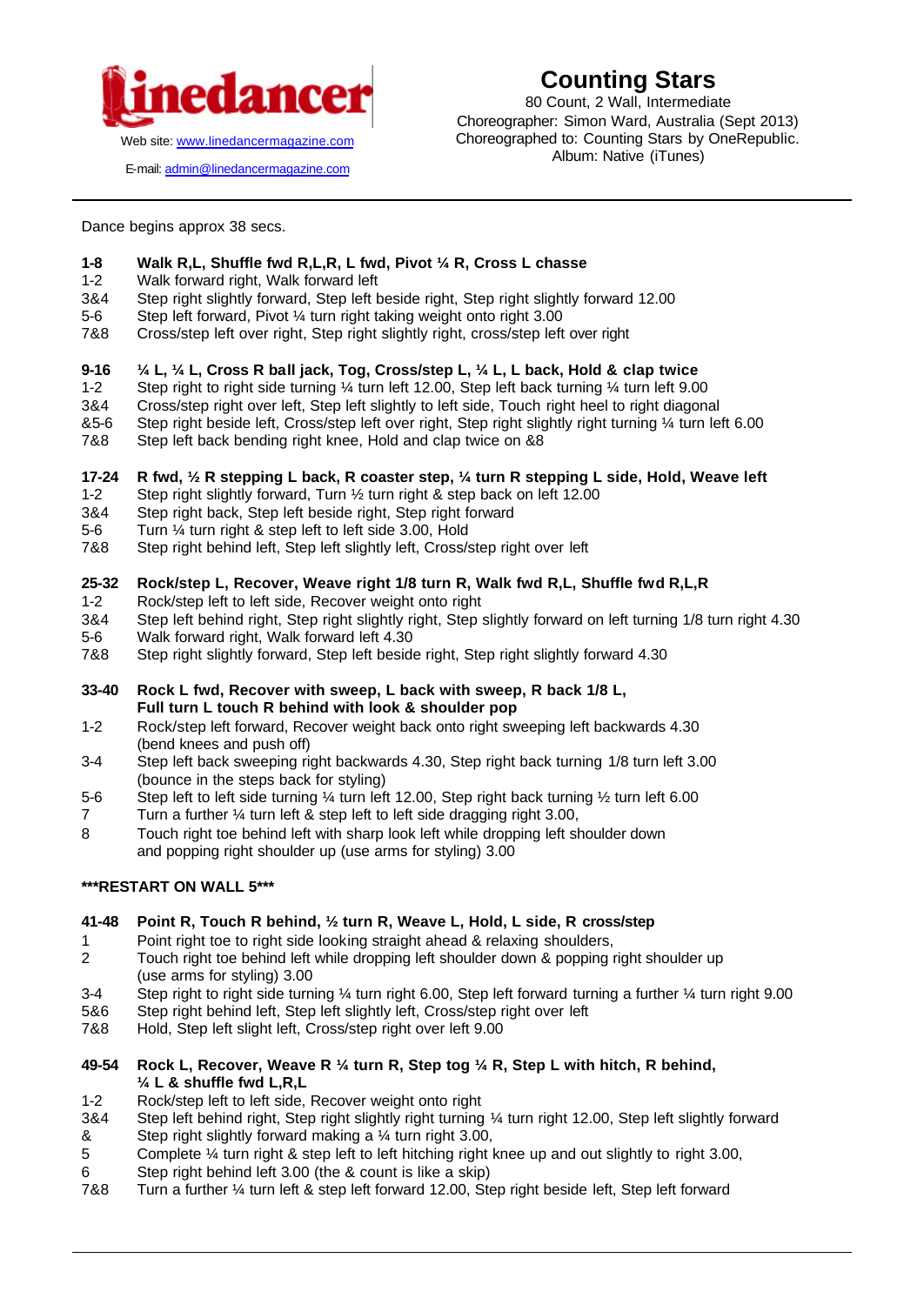linedancer

Web site: www.linedancermagazine.com

E-mail: admin@linedancermagazine.com

# Counting Stars

80 Count, 2 Wall, Intermediate
Choreographer: Simon Ward, Australia (Sept 2013)
Choreographed to: Counting Stars by OneRepublic.
Album: Native (iTunes)

---

Dance begins approx 38 secs.

**1-8 Walk R,L, Shuffle fwd R,L,R, L fwd, Pivot ¼ R, Cross L chasse**

| | |
|---|---|
| 1-2 | Walk forward right, Walk forward left |
| 3&4 | Step right slightly forward, Step left beside right, Step right slightly forward 12.00 |
| 5-6 | Step left forward, Pivot ¼ turn right taking weight onto right 3.00 |
| 7&8 | Cross/step left over right, Step right slightly right, cross/step left over right |

**9-16 ¼ L, ¼ L, Cross R ball jack, Tog, Cross/step L, ¼ L, L back, Hold & clap twice**

| | |
|---|---|
| 1-2 | Step right to right side turning ¼ turn left 12.00, Step left back turning ¼ turn left 9.00 |
| 3&4 | Cross/step right over left, Step left slightly to left side, Touch right heel to right diagonal |
| &5-6 | Step right beside left, Cross/step left over right, Step right slightly right turning ¼ turn left 6.00 |
| 7&8 | Step left back bending right knee, Hold and clap twice on &8 |

**17-24 R fwd, ½ R stepping L back, R coaster step, ¼ turn R stepping L side, Hold, Weave left**

| | |
|---|---|
| 1-2 | Step right slightly forward, Turn ½ turn right & step back on left 12.00 |
| 3&4 | Step right back, Step left beside right, Step right forward |
| 5-6 | Turn ¼ turn right & step left to left side 3.00, Hold |
| 7&8 | Step right behind left, Step left slightly left, Cross/step right over left |

**25-32 Rock/step L, Recover, Weave right 1/8 turn R, Walk fwd R,L, Shuffle fwd R,L,R**

| | |
|---|---|
| 1-2 | Rock/step left to left side, Recover weight onto right |
| 3&4 | Step left behind right, Step right slightly right, Step slightly forward on left turning 1/8 turn right 4.30 |
| 5-6 | Walk forward right, Walk forward left 4.30 |
| 7&8 | Step right slightly forward, Step left beside right, Step right slightly forward 4.30 |

**33-40 Rock L fwd, Recover with sweep, L back with sweep, R back 1/8 L, Full turn L touch R behind with look & shoulder pop**

| | |
|---|---|
| 1-2 | Rock/step left forward, Recover weight back onto right sweeping left backwards 4.30 (bend knees and push off) |
| 3-4 | Step left back sweeping right backwards 4.30, Step right back turning 1/8 turn left 3.00 (bounce in the steps back for styling) |
| 5-6 | Step left to left side turning ¼ turn left 12.00, Step right back turning ½ turn left 6.00 |
| 7 | Turn a further ¼ turn left & step left to left side dragging right 3.00, |
| 8 | Touch right toe behind left with sharp look left while dropping left shoulder down and popping right shoulder up (use arms for styling) 3.00 |

**\*\*\*RESTART ON WALL 5\*\*\***

**41-48 Point R, Touch R behind, ½ turn R, Weave L, Hold, L side, R cross/step**

| | |
|---|---|
| 1 | Point right toe to right side looking straight ahead & relaxing shoulders, |
| 2 | Touch right toe behind left while dropping left shoulder down & popping right shoulder up (use arms for styling) 3.00 |
| 3-4 | Step right to right side turning ¼ turn right 6.00, Step left forward turning a further ¼ turn right 9.00 |
| 5&6 | Step right behind left, Step left slightly left, Cross/step right over left |
| 7&8 | Hold, Step left slight left, Cross/step right over left 9.00 |

**49-54 Rock L, Recover, Weave R ¼ turn R, Step tog ¼ R, Step L with hitch, R behind, ¼ L & shuffle fwd L,R,L**

| | |
|---|---|
| 1-2 | Rock/step left to left side, Recover weight onto right |
| 3&4 | Step left behind right, Step right slightly right turning ¼ turn right 12.00, Step left slightly forward |
| & | Step right slightly forward making a ¼ turn right 3.00, |
| 5 | Complete ¼ turn right & step left to left hitching right knee up and out slightly to right 3.00, |
| 6 | Step right behind left 3.00 (the & count is like a skip) |
| 7&8 | Turn a further ¼ turn left & step left forward 12.00, Step right beside left, Step left forward |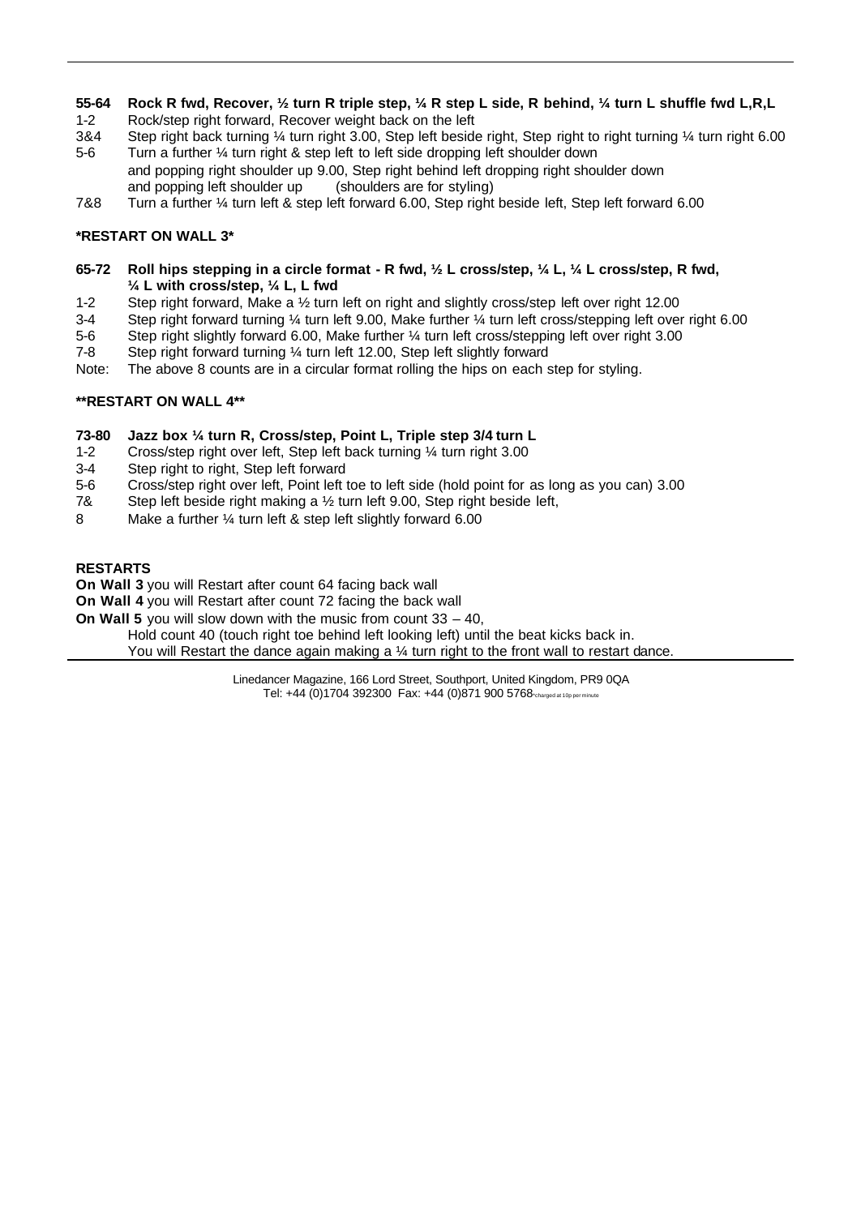**55-64 Rock R fwd, Recover, ½ turn R triple step, ¼ R step L side, R behind, ¼ turn L shuffle fwd L,R,L**

1-2 Rock/step right forward, Recover weight back on the left
3&4 Step right back turning ¼ turn right 3.00, Step left beside right, Step right to right turning ¼ turn right 6.00
5-6 Turn a further ¼ turn right & step left to left side dropping left shoulder down and popping right shoulder up 9.00, Step right behind left dropping right shoulder down and popping left shoulder up (shoulders are for styling)
7&8 Turn a further ¼ turn left & step left forward 6.00, Step right beside left, Step left forward 6.00

**\*RESTART ON WALL 3\***

**65-72 Roll hips stepping in a circle format - R fwd, ½ L cross/step, ¼ L, ¼ L cross/step, R fwd, ¼ L with cross/step, ¼ L, L fwd**

1-2 Step right forward, Make a ½ turn left on right and slightly cross/step left over right 12.00
3-4 Step right forward turning ¼ turn left 9.00, Make further ¼ turn left cross/stepping left over right 6.00
5-6 Step right slightly forward 6.00, Make further ¼ turn left cross/stepping left over right 3.00
7-8 Step right forward turning ¼ turn left 12.00, Step left slightly forward
Note: The above 8 counts are in a circular format rolling the hips on each step for styling.

**\*\*RESTART ON WALL 4\*\***

**73-80 Jazz box ¼ turn R, Cross/step, Point L, Triple step 3/4 turn L**

1-2 Cross/step right over left, Step left back turning ¼ turn right 3.00
3-4 Step right to right, Step left forward
5-6 Cross/step right over left, Point left toe to left side (hold point for as long as you can) 3.00
7& Step left beside right making a ½ turn left 9.00, Step right beside left,
8 Make a further ¼ turn left & step left slightly forward 6.00

**RESTARTS**

**On Wall 3** you will Restart after count 64 facing back wall
**On Wall 4** you will Restart after count 72 facing the back wall
**On Wall 5** you will slow down with the music from count 33 – 40,
Hold count 40 (touch right toe behind left looking left) until the beat kicks back in.
You will Restart the dance again making a ¼ turn right to the front wall to restart dance.

Linedancer Magazine, 166 Lord Street, Southport, United Kingdom, PR9 0QA
Tel: +44 (0)1704 392300 Fax: +44 (0)871 900 5768*charged at 10p per minute